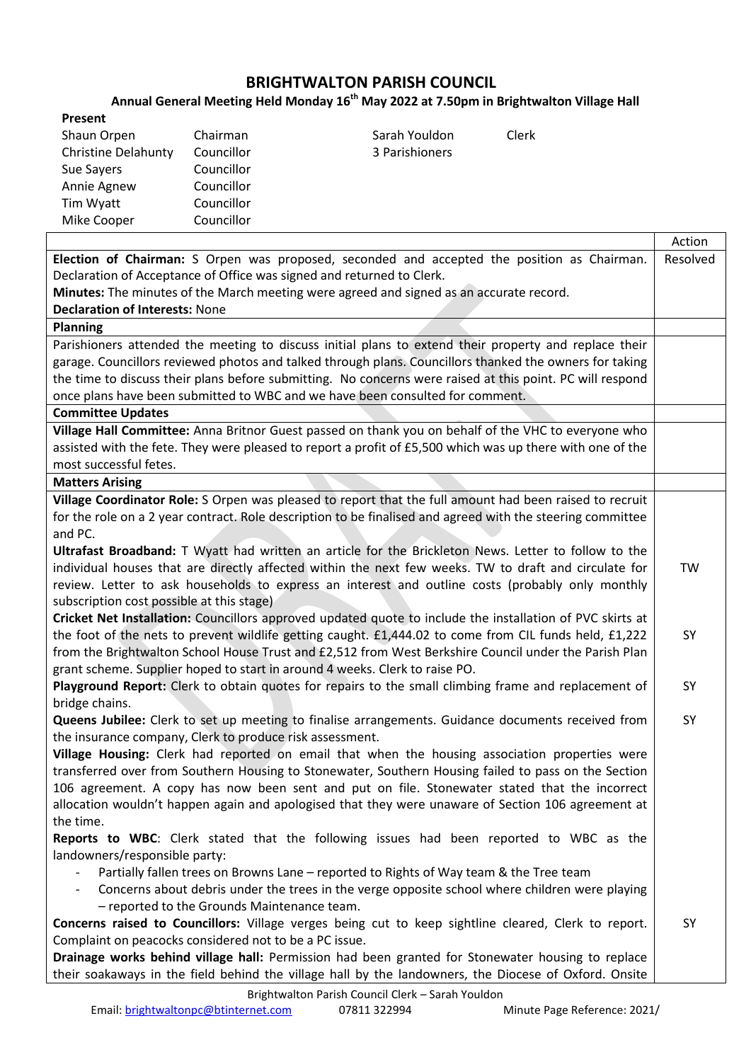# BRIGHTWALTON PARISH COUNCIL

## Annual General Meeting Held Monday 16th May 2022 at 7.50pm in Brightwalton Village Hall

**Present**

| | | | |
|---|---|---|---|
| Shaun Orpen | Chairman | Sarah Youldon | Clerk |
| Christine Delahunty | Councillor | 3 Parishioners | |
| Sue Sayers | Councillor | | |
| Annie Agnew | Councillor | | |
| Tim Wyatt | Councillor | | |
| Mike Cooper | Councillor | | |

| | Action |
|---|---|
| **Election of Chairman:** S Orpen was proposed, seconded and accepted the position as Chairman. Declaration of Acceptance of Office was signed and returned to Clerk.<br>**Minutes:** The minutes of the March meeting were agreed and signed as an accurate record.<br>**Declaration of Interests:** None | Resolved |
| **Planning** | |
| Parishioners attended the meeting to discuss initial plans to extend their property and replace their garage. Councillors reviewed photos and talked through plans. Councillors thanked the owners for taking the time to discuss their plans before submitting. No concerns were raised at this point. PC will respond once plans have been submitted to WBC and we have been consulted for comment. | |
| **Committee Updates** | |
| **Village Hall Committee:** Anna Britnor Guest passed on thank you on behalf of the VHC to everyone who assisted with the fete. They were pleased to report a profit of £5,500 which was up there with one of the most successful fetes. | |
| **Matters Arising** | |
| **Village Coordinator Role:** S Orpen was pleased to report that the full amount had been raised to recruit for the role on a 2 year contract. Role description to be finalised and agreed with the steering committee and PC. | |
| **Ultrafast Broadband:** T Wyatt had written an article for the Brickleton News. Letter to follow to the individual houses that are directly affected within the next few weeks. TW to draft and circulate for review. Letter to ask households to express an interest and outline costs (probably only monthly subscription cost possible at this stage) | TW |
| **Cricket Net Installation:** Councillors approved updated quote to include the installation of PVC skirts at the foot of the nets to prevent wildlife getting caught. £1,444.02 to come from CIL funds held, £1,222 from the Brightwalton School House Trust and £2,512 from West Berkshire Council under the Parish Plan grant scheme. Supplier hoped to start in around 4 weeks. Clerk to raise PO. | SY |
| **Playground Report:** Clerk to obtain quotes for repairs to the small climbing frame and replacement of bridge chains. | SY |
| **Queens Jubilee:** Clerk to set up meeting to finalise arrangements. Guidance documents received from the insurance company, Clerk to produce risk assessment. | SY |
| **Village Housing:** Clerk had reported on email that when the housing association properties were transferred over from Southern Housing to Stonewater, Southern Housing failed to pass on the Section 106 agreement. A copy has now been sent and put on file. Stonewater stated that the incorrect allocation wouldn't happen again and apologised that they were unaware of Section 106 agreement at the time. | |
| **Reports to WBC**: Clerk stated that the following issues had been reported to WBC as the landowners/responsible party:<br>- Partially fallen trees on Browns Lane – reported to Rights of Way team & the Tree team<br>- Concerns about debris under the trees in the verge opposite school where children were playing – reported to the Grounds Maintenance team. | |
| **Concerns raised to Councillors:** Village verges being cut to keep sightline cleared, Clerk to report. Complaint on peacocks considered not to be a PC issue. | SY |
| **Drainage works behind village hall:** Permission had been granted for Stonewater housing to replace their soakaways in the field behind the village hall by the landowners, the Diocese of Oxford. Onsite | |

Brightwalton Parish Council Clerk – Sarah Youldon
Email: brightwaltonpc@btinternet.com 07811 322994 Minute Page Reference: 2021/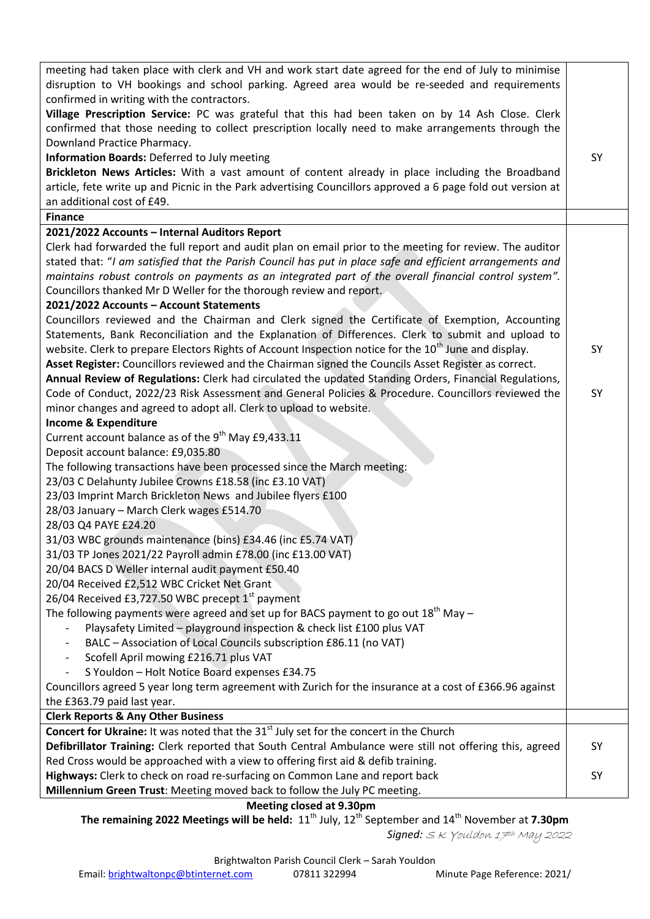| | |
|---|---|
| meeting had taken place with clerk and VH and work start date agreed for the end of July to minimise disruption to VH bookings and school parking. Agreed area would be re-seeded and requirements confirmed in writing with the contractors.<br>**Village Prescription Service:** PC was grateful that this had been taken on by 14 Ash Close. Clerk confirmed that those needing to collect prescription locally need to make arrangements through the Downland Practice Pharmacy.<br>**Information Boards:** Deferred to July meeting<br>**Brickleton News Articles:** With a vast amount of content already in place including the Broadband article, fete write up and Picnic in the Park advertising Councillors approved a 6 page fold out version at an additional cost of £49. | SY |
| **Finance** | |
| **2021/2022 Accounts – Internal Auditors Report**<br>Clerk had forwarded the full report and audit plan on email prior to the meeting for review. The auditor stated that: "*I am satisfied that the Parish Council has put in place safe and efficient arrangements and maintains robust controls on payments as an integrated part of the overall financial control system".* Councillors thanked Mr D Weller for the thorough review and report.<br>**2021/2022 Accounts – Account Statements**<br>Councillors reviewed and the Chairman and Clerk signed the Certificate of Exemption, Accounting Statements, Bank Reconciliation and the Explanation of Differences. Clerk to submit and upload to website. Clerk to prepare Electors Rights of Account Inspection notice for the 10th June and display.<br>**Asset Register:** Councillors reviewed and the Chairman signed the Councils Asset Register as correct.<br>**Annual Review of Regulations:** Clerk had circulated the updated Standing Orders, Financial Regulations, Code of Conduct, 2022/23 Risk Assessment and General Policies & Procedure. Councillors reviewed the minor changes and agreed to adopt all. Clerk to upload to website.<br>**Income & Expenditure**<br>Current account balance as of the 9th May £9,433.11<br>Deposit account balance: £9,035.80<br>The following transactions have been processed since the March meeting:<br>23/03 C Delahunty Jubilee Crowns £18.58 (inc £3.10 VAT)<br>23/03 Imprint March Brickleton News and Jubilee flyers £100<br>28/03 January – March Clerk wages £514.70<br>28/03 Q4 PAYE £24.20<br>31/03 WBC grounds maintenance (bins) £34.46 (inc £5.74 VAT)<br>31/03 TP Jones 2021/22 Payroll admin £78.00 (inc £13.00 VAT)<br>20/04 BACS D Weller internal audit payment £50.40<br>20/04 Received £2,512 WBC Cricket Net Grant<br>26/04 Received £3,727.50 WBC precept 1st payment<br>The following payments were agreed and set up for BACS payment to go out 18th May –<br>- Playsafety Limited – playground inspection & check list £100 plus VAT<br>- BALC – Association of Local Councils subscription £86.11 (no VAT)<br>- Scofell April mowing £216.71 plus VAT<br>- S Youldon – Holt Notice Board expenses £34.75<br>Councillors agreed 5 year long term agreement with Zurich for the insurance at a cost of £366.96 against the £363.79 paid last year. | SY<br><br>SY |
| **Clerk Reports & Any Other Business** | |
| **Concert for Ukraine:** It was noted that the 31st July set for the concert in the Church<br>**Defibrillator Training:** Clerk reported that South Central Ambulance were still not offering this, agreed Red Cross would be approached with a view to offering first aid & defib training.<br>**Highways:** Clerk to check on road re-surfacing on Common Lane and report back<br>**Millennium Green Trust**: Meeting moved back to follow the July PC meeting. | SY<br><br>SY |

**Meeting closed at 9.30pm**

**The remaining 2022 Meetings will be held:** 11th July, 12th September and 14th November at **7.30pm**

*Signed:* S K Youldon 17th May 2022

Brightwalton Parish Council Clerk – Sarah Youldon

Email: brightwaltonpc@btinternet.com 07811 322994 Minute Page Reference: 2021/